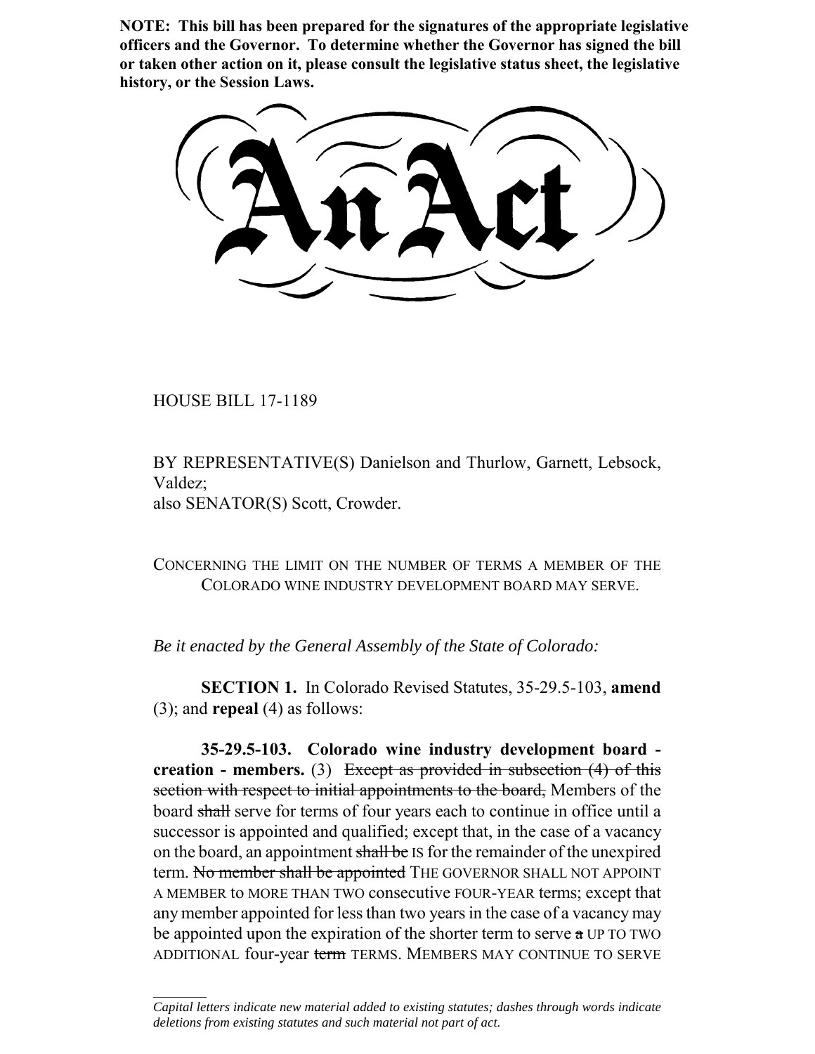**NOTE: This bill has been prepared for the signatures of the appropriate legislative officers and the Governor. To determine whether the Governor has signed the bill or taken other action on it, please consult the legislative status sheet, the legislative history, or the Session Laws.**

# An Act

HOUSE BILL 17-1189

BY REPRESENTATIVE(S) Danielson and Thurlow, Garnett, Lebsock, Valdez;
also SENATOR(S) Scott, Crowder.

CONCERNING THE LIMIT ON THE NUMBER OF TERMS A MEMBER OF THE COLORADO WINE INDUSTRY DEVELOPMENT BOARD MAY SERVE.

*Be it enacted by the General Assembly of the State of Colorado:*

**SECTION 1.** In Colorado Revised Statutes, 35-29.5-103, **amend** (3); and **repeal** (4) as follows:

**35-29.5-103. Colorado wine industry development board - creation - members.** (3) ~~Except as provided in subsection (4) of this section with respect to initial appointments to the board,~~ Members of the board ~~shall~~ serve for terms of four years each to continue in office until a successor is appointed and qualified; except that, in the case of a vacancy on the board, an appointment ~~shall be~~ IS for the remainder of the unexpired term. ~~No member shall be appointed~~ THE GOVERNOR SHALL NOT APPOINT A MEMBER to MORE THAN TWO consecutive FOUR-YEAR terms; except that any member appointed for less than two years in the case of a vacancy may be appointed upon the expiration of the shorter term to serve ~~a~~ UP TO TWO ADDITIONAL four-year ~~term~~ TERMS. MEMBERS MAY CONTINUE TO SERVE

*Capital letters indicate new material added to existing statutes; dashes through words indicate deletions from existing statutes and such material not part of act.*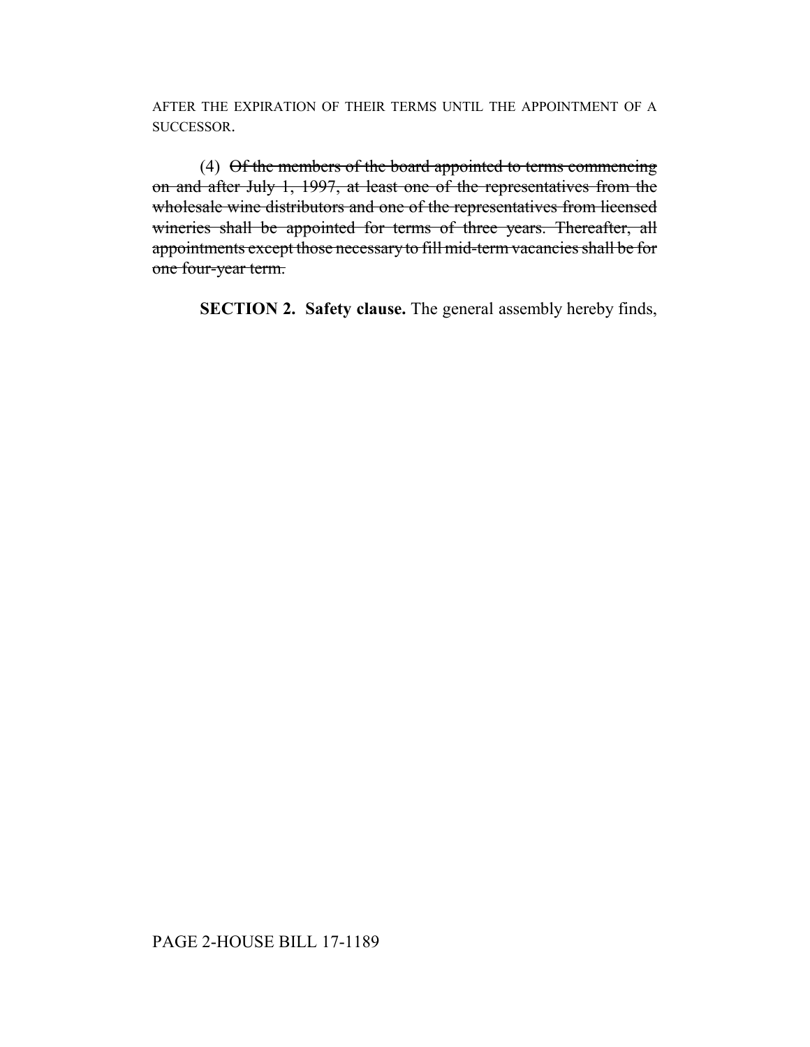AFTER THE EXPIRATION OF THEIR TERMS UNTIL THE APPOINTMENT OF A SUCCESSOR.

(4) ~~Of the members of the board appointed to terms commencing on and after July 1, 1997, at least one of the representatives from the wholesale wine distributors and one of the representatives from licensed wineries shall be appointed for terms of three years. Thereafter, all appointments except those necessary to fill mid-term vacancies shall be for one four-year term.~~

**SECTION 2. Safety clause.** The general assembly hereby finds,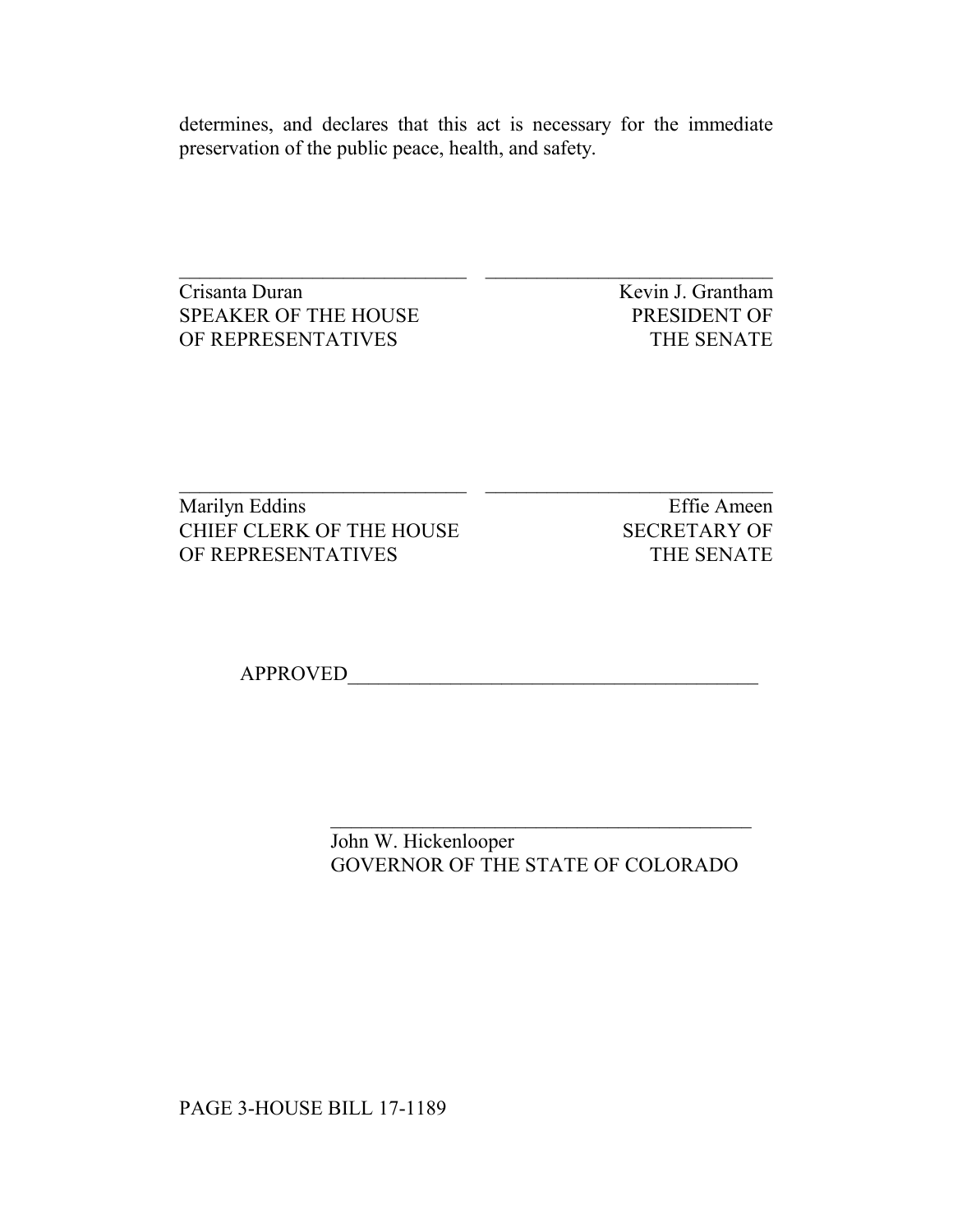determines, and declares that this act is necessary for the immediate preservation of the public peace, health, and safety.

| | |
|---|---|
| ____________________________ | ____________________________ |
| Crisanta Duran | Kevin J. Grantham |
| SPEAKER OF THE HOUSE | PRESIDENT OF |
| OF REPRESENTATIVES | THE SENATE |

| | |
|---|---|
| ____________________________ | ____________________________ |
| Marilyn Eddins | Effie Ameen |
| CHIEF CLERK OF THE HOUSE | SECRETARY OF |
| OF REPRESENTATIVES | THE SENATE |

APPROVED________________________________________

____________________________________________
John W. Hickenlooper
GOVERNOR OF THE STATE OF COLORADO

PAGE 3-HOUSE BILL 17-1189